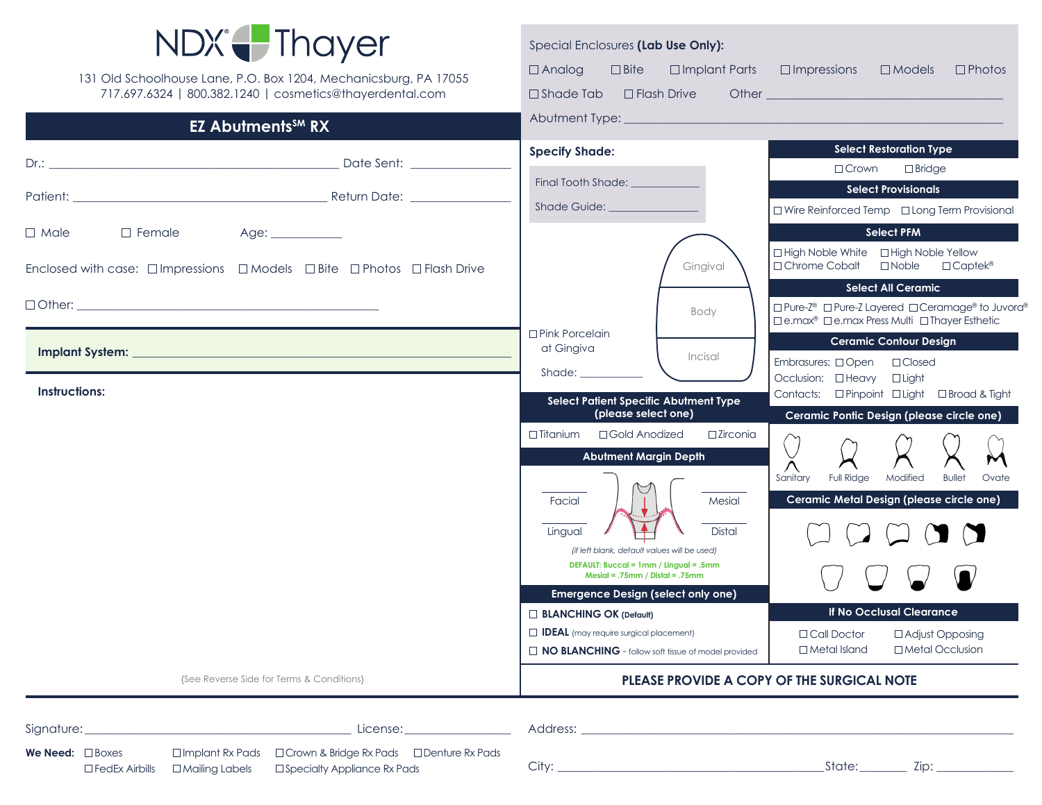# NDX Thayer

131 Old Schoolhouse Lane, P.O. Box 1204, Mechanicsburg, PA 17055
717.697.6324 | 800.382.1240 | cosmetics@thayerdental.com

## EZ Abutments[SM] RX

Dr.: ______________________ Date Sent: ____________

Patient: ______________________ Return Date: ____________

☐ Male ☐ Female Age: ____________

Enclosed with case: ☐ Impressions ☐ Models ☐ Bite ☐ Photos ☐ Flash Drive

☐ Other: ______________________

**Implant System:** ______________________

**Instructions:**

{See Reverse Side for Terms & Conditions}

---

Special Enclosures **(Lab Use Only):**

☐ Analog ☐ Bite ☐ Implant Parts ☐ Impressions ☐ Models ☐ Photos
☐ Shade Tab ☐ Flash Drive Other ______________________

Abutment Type: ______________________

**Specify Shade:**

Final Tooth Shade: ____________

Shade Guide: ____________

Gingival
Body
Incisal

☐ Pink Porcelain at Gingiva

Shade: ____________

### Select Patient Specific Abutment Type (please select one)

☐ Titanium ☐ Gold Anodized ☐ Zirconia

### Abutment Margin Depth

______ Facial ______ Mesial
______ Lingual ______ Distal

*(if left blank, default values will be used)*

DEFAULT: Buccal = 1mm / Lingual = .5mm
Mesial = .75mm / Distal = .75mm

### Emergence Design (select only one)

☐ **BLANCHING OK** (Default)
☐ **IDEAL** (may require surgical placement)
☐ **NO BLANCHING** - follow soft tissue of model provided

### Select Restoration Type

☐ Crown ☐ Bridge

### Select Provisionals

☐ Wire Reinforced Temp ☐ Long Term Provisional

### Select PFM

☐ High Noble White ☐ High Noble Yellow
☐ Chrome Cobalt ☐ Noble ☐ Captek®

### Select All Ceramic

☐ Pure-Z® ☐ Pure-Z Layered ☐ Ceramage® to Juvora®
☐ e.max® ☐ e.max Press Multi ☐ Thayer Esthetic

### Ceramic Contour Design

Embrasures: ☐ Open ☐ Closed
Occlusion: ☐ Heavy ☐ Light
Contacts: ☐ Pinpoint ☐ Light ☐ Broad & Tight

### Ceramic Pontic Design (please circle one)

Sanitary | Full Ridge | Modified | Bullet | Ovate

### Ceramic Metal Design (please circle one)

### If No Occlusal Clearance

☐ Call Doctor ☐ Adjust Opposing
☐ Metal Island ☐ Metal Occlusion

**PLEASE PROVIDE A COPY OF THE SURGICAL NOTE**

---

Signature: ______________________ License: ____________

**We Need:** ☐ Boxes ☐ Implant Rx Pads ☐ Crown & Bridge Rx Pads ☐ Denture Rx Pads
☐ FedEx Airbills ☐ Mailing Labels ☐ Specialty Appliance Rx Pads

Address: ______________________

City: ______________________ State: ________ Zip: ____________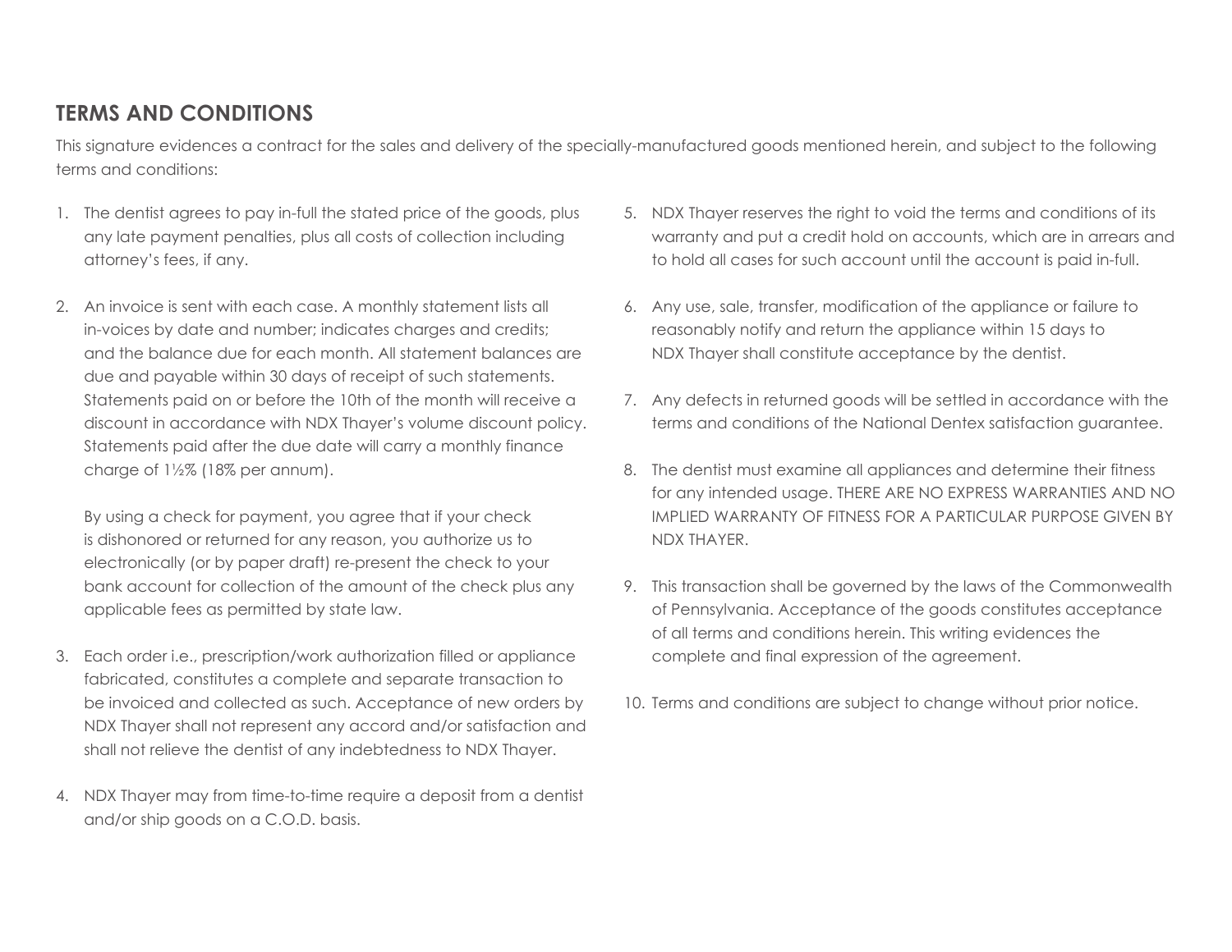## TERMS AND CONDITIONS

This signature evidences a contract for the sales and delivery of the specially-manufactured goods mentioned herein, and subject to the following terms and conditions:

1. The dentist agrees to pay in-full the stated price of the goods, plus any late payment penalties, plus all costs of collection including attorney's fees, if any.

2. An invoice is sent with each case. A monthly statement lists all in-voices by date and number; indicates charges and credits; and the balance due for each month. All statement balances are due and payable within 30 days of receipt of such statements. Statements paid on or before the 10th of the month will receive a discount in accordance with NDX Thayer's volume discount policy. Statements paid after the due date will carry a monthly finance charge of 1½% (18% per annum).

   By using a check for payment, you agree that if your check is dishonored or returned for any reason, you authorize us to electronically (or by paper draft) re-present the check to your bank account for collection of the amount of the check plus any applicable fees as permitted by state law.

3. Each order i.e., prescription/work authorization filled or appliance fabricated, constitutes a complete and separate transaction to be invoiced and collected as such. Acceptance of new orders by NDX Thayer shall not represent any accord and/or satisfaction and shall not relieve the dentist of any indebtedness to NDX Thayer.

4. NDX Thayer may from time-to-time require a deposit from a dentist and/or ship goods on a C.O.D. basis.

5. NDX Thayer reserves the right to void the terms and conditions of its warranty and put a credit hold on accounts, which are in arrears and to hold all cases for such account until the account is paid in-full.

6. Any use, sale, transfer, modification of the appliance or failure to reasonably notify and return the appliance within 15 days to NDX Thayer shall constitute acceptance by the dentist.

7. Any defects in returned goods will be settled in accordance with the terms and conditions of the National Dentex satisfaction guarantee.

8. The dentist must examine all appliances and determine their fitness for any intended usage. THERE ARE NO EXPRESS WARRANTIES AND NO IMPLIED WARRANTY OF FITNESS FOR A PARTICULAR PURPOSE GIVEN BY NDX THAYER.

9. This transaction shall be governed by the laws of the Commonwealth of Pennsylvania. Acceptance of the goods constitutes acceptance of all terms and conditions herein. This writing evidences the complete and final expression of the agreement.

10. Terms and conditions are subject to change without prior notice.